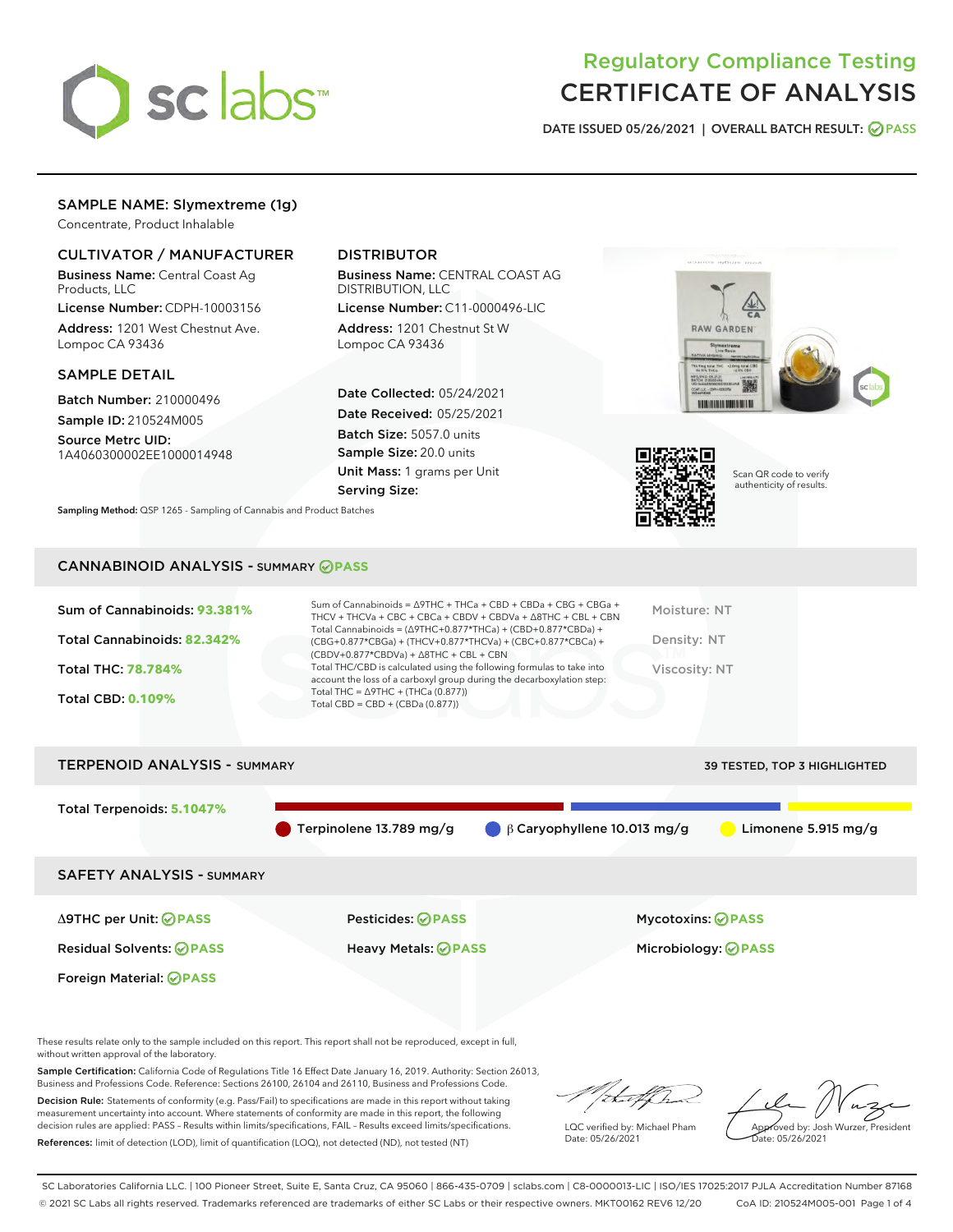# Regulatory Compliance Testing
# CERTIFICATE OF ANALYSIS

DATE ISSUED 05/26/2021 | OVERALL BATCH RESULT: PASS

## SAMPLE NAME: Slymextreme (1g)

Concentrate, Product Inhalable

### CULTIVATOR / MANUFACTURER

**Business Name:** Central Coast Ag Products, LLC
**License Number:** CDPH-10003156
**Address:** 1201 West Chestnut Ave. Lompoc CA 93436

### DISTRIBUTOR

**Business Name:** CENTRAL COAST AG DISTRIBUTION, LLC
**License Number:** C11-0000496-LIC
**Address:** 1201 Chestnut St W Lompoc CA 93436

### SAMPLE DETAIL

**Batch Number:** 210000496
**Sample ID:** 210524M005
**Source Metrc UID:** 1A4060300002EE1000014948

**Date Collected:** 05/24/2021
**Date Received:** 05/25/2021
**Batch Size:** 5057.0 units
**Sample Size:** 20.0 units
**Unit Mass:** 1 grams per Unit
**Serving Size:**

**Sampling Method:** QSP 1265 - Sampling of Cannabis and Product Batches

Scan QR code to verify authenticity of results.

## CANNABINOID ANALYSIS - SUMMARY PASS

- Sum of Cannabinoids: **93.381%**
- Total Cannabinoids: **82.342%**
- Total THC: **78.784%**
- Total CBD: **0.109%**

Sum of Cannabinoids = Δ9THC + THCa + CBD + CBDa + CBG + CBGa + THCV + THCVa + CBC + CBCa + CBDV + CBDVa + Δ8THC + CBL + CBN
Total Cannabinoids = (Δ9THC+0.877*THCa) + (CBD+0.877*CBDa) + (CBG+0.877*CBGa) + (THCV+0.877*THCVa) + (CBC+0.877*CBCa) + (CBDV+0.877*CBDVa) + Δ8THC + CBL + CBN
Total THC/CBD is calculated using the following formulas to take into account the loss of a carboxyl group during the decarboxylation step:
Total THC = Δ9THC + (THCa (0.877))
Total CBD = CBD + (CBDa (0.877))

Moisture: NT
Density: NT
Viscosity: NT

## TERPENOID ANALYSIS - SUMMARY

39 TESTED, TOP 3 HIGHLIGHTED

Total Terpenoids: **5.1047%**

- Terpinolene 13.789 mg/g
- β Caryophyllene 10.013 mg/g
- Limonene 5.915 mg/g

## SAFETY ANALYSIS - SUMMARY

| | | |
|---|---|---|
| Δ9THC per Unit: PASS | Pesticides: PASS | Mycotoxins: PASS |
| Residual Solvents: PASS | Heavy Metals: PASS | Microbiology: PASS |
| Foreign Material: PASS | | |

These results relate only to the sample included on this report. This report shall not be reproduced, except in full, without written approval of the laboratory.

**Sample Certification:** California Code of Regulations Title 16 Effect Date January 16, 2019. Authority: Section 26013, Business and Professions Code. Reference: Sections 26100, 26104 and 26110, Business and Professions Code.

**Decision Rule:** Statements of conformity (e.g. Pass/Fail) to specifications are made in this report without taking measurement uncertainty into account. Where statements of conformity are made in this report, the following decision rules are applied: PASS - Results within limits/specifications, FAIL - Results exceed limits/specifications.

**References:** limit of detection (LOD), limit of quantification (LOQ), not detected (ND), not tested (NT)

LQC verified by: Michael Pham
Date: 05/26/2021

Approved by: Josh Wurzer, President
Date: 05/26/2021

SC Laboratories California LLC. | 100 Pioneer Street, Suite E, Santa Cruz, CA 95060 | 866-435-0709 | sclabs.com | C8-0000013-LIC | ISO/IES 17025:2017 PJLA Accreditation Number 87168
© 2021 SC Labs all rights reserved. Trademarks referenced are trademarks of either SC Labs or their respective owners. MKT00162 REV6 12/20 CoA ID: 210524M005-001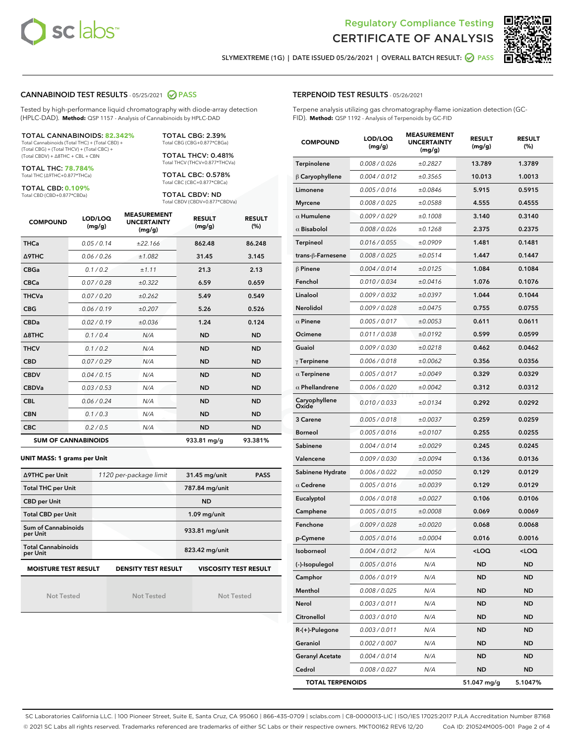# Regulatory Compliance Testing
# CERTIFICATE OF ANALYSIS

SLYMEXTREME (1G) | DATE ISSUED 05/26/2021 | OVERALL BATCH RESULT: PASS

## CANNABINOID TEST RESULTS - 05/25/2021 PASS

Tested by high-performance liquid chromatography with diode-array detection (HPLC-DAD). **Method:** QSP 1157 - Analysis of Cannabinoids by HPLC-DAD

**TOTAL CANNABINOIDS: 82.342%**
Total Cannabinoids (Total THC) + (Total CBD) + (Total CBG) + (Total THCV) + (Total CBC) + (Total CBDV) + Δ8THC + CBL + CBN

**TOTAL THC: 78.784%**
Total THC (Δ9THC+0.877*THCa)

**TOTAL CBD: 0.109%**
Total CBD (CBD+0.877*CBDa)

**TOTAL CBG: 2.39%**
Total CBG (CBG+0.877*CBGa)

**TOTAL THCV: 0.481%**
Total THCV (THCV+0.877*THCVa)

**TOTAL CBC: 0.578%**
Total CBC (CBC+0.877*CBCa)

**TOTAL CBDV: ND**
Total CBDV (CBDV+0.877*CBDVa)

| COMPOUND | LOD/LOQ (mg/g) | MEASUREMENT UNCERTAINTY (mg/g) | RESULT (mg/g) | RESULT (%) |
|---|---|---|---|---|
| THCa | 0.05 / 0.14 | ±22.166 | 862.48 | 86.248 |
| Δ9THC | 0.06 / 0.26 | ±1.082 | 31.45 | 3.145 |
| CBGa | 0.1 / 0.2 | ±1.11 | 21.3 | 2.13 |
| CBCa | 0.07 / 0.28 | ±0.322 | 6.59 | 0.659 |
| THCVa | 0.07 / 0.20 | ±0.262 | 5.49 | 0.549 |
| CBG | 0.06 / 0.19 | ±0.207 | 5.26 | 0.526 |
| CBDa | 0.02 / 0.19 | ±0.036 | 1.24 | 0.124 |
| Δ8THC | 0.1 / 0.4 | N/A | ND | ND |
| THCV | 0.1 / 0.2 | N/A | ND | ND |
| CBD | 0.07 / 0.29 | N/A | ND | ND |
| CBDV | 0.04 / 0.15 | N/A | ND | ND |
| CBDVa | 0.03 / 0.53 | N/A | ND | ND |
| CBL | 0.06 / 0.24 | N/A | ND | ND |
| CBN | 0.1 / 0.3 | N/A | ND | ND |
| CBC | 0.2 / 0.5 | N/A | ND | ND |
| **SUM OF CANNABINOIDS** | | | 933.81 mg/g | 93.381% |

**UNIT MASS: 1 grams per Unit**

| | | | |
|---|---|---|---|
| Δ9THC per Unit | 1120 per-package limit | 31.45 mg/unit | PASS |
| Total THC per Unit | | 787.84 mg/unit | |
| CBD per Unit | | ND | |
| Total CBD per Unit | | 1.09 mg/unit | |
| Sum of Cannabinoids per Unit | | 933.81 mg/unit | |
| Total Cannabinoids per Unit | | 823.42 mg/unit | |

| MOISTURE TEST RESULT | DENSITY TEST RESULT | VISCOSITY TEST RESULT |
|---|---|---|
| Not Tested | Not Tested | Not Tested |

## TERPENOID TEST RESULTS - 05/26/2021

Terpene analysis utilizing gas chromatography-flame ionization detection (GC-FID). **Method:** QSP 1192 - Analysis of Terpenoids by GC-FID

| COMPOUND | LOD/LOQ (mg/g) | MEASUREMENT UNCERTAINTY (mg/g) | RESULT (mg/g) | RESULT (%) |
|---|---|---|---|---|
| Terpinolene | 0.008 / 0.026 | ±0.2827 | 13.789 | 1.3789 |
| β Caryophyllene | 0.004 / 0.012 | ±0.3565 | 10.013 | 1.0013 |
| Limonene | 0.005 / 0.016 | ±0.0846 | 5.915 | 0.5915 |
| Myrcene | 0.008 / 0.025 | ±0.0588 | 4.555 | 0.4555 |
| α Humulene | 0.009 / 0.029 | ±0.1008 | 3.140 | 0.3140 |
| α Bisabolol | 0.008 / 0.026 | ±0.1268 | 2.375 | 0.2375 |
| Terpineol | 0.016 / 0.055 | ±0.0909 | 1.481 | 0.1481 |
| trans-β-Farnesene | 0.008 / 0.025 | ±0.0514 | 1.447 | 0.1447 |
| β Pinene | 0.004 / 0.014 | ±0.0125 | 1.084 | 0.1084 |
| Fenchol | 0.010 / 0.034 | ±0.0416 | 1.076 | 0.1076 |
| Linalool | 0.009 / 0.032 | ±0.0397 | 1.044 | 0.1044 |
| Nerolidol | 0.009 / 0.028 | ±0.0475 | 0.755 | 0.0755 |
| α Pinene | 0.005 / 0.017 | ±0.0053 | 0.611 | 0.0611 |
| Ocimene | 0.011 / 0.038 | ±0.0192 | 0.599 | 0.0599 |
| Guaiol | 0.009 / 0.030 | ±0.0218 | 0.462 | 0.0462 |
| γ Terpinene | 0.006 / 0.018 | ±0.0062 | 0.356 | 0.0356 |
| α Terpinene | 0.005 / 0.017 | ±0.0049 | 0.329 | 0.0329 |
| α Phellandrene | 0.006 / 0.020 | ±0.0042 | 0.312 | 0.0312 |
| Caryophyllene Oxide | 0.010 / 0.033 | ±0.0134 | 0.292 | 0.0292 |
| 3 Carene | 0.005 / 0.018 | ±0.0037 | 0.259 | 0.0259 |
| Borneol | 0.005 / 0.016 | ±0.0107 | 0.255 | 0.0255 |
| Sabinene | 0.004 / 0.014 | ±0.0029 | 0.245 | 0.0245 |
| Valencene | 0.009 / 0.030 | ±0.0094 | 0.136 | 0.0136 |
| Sabinene Hydrate | 0.006 / 0.022 | ±0.0050 | 0.129 | 0.0129 |
| α Cedrene | 0.005 / 0.016 | ±0.0039 | 0.129 | 0.0129 |
| Eucalyptol | 0.006 / 0.018 | ±0.0027 | 0.106 | 0.0106 |
| Camphene | 0.005 / 0.015 | ±0.0008 | 0.069 | 0.0069 |
| Fenchone | 0.009 / 0.028 | ±0.0020 | 0.068 | 0.0068 |
| p-Cymene | 0.005 / 0.016 | ±0.0004 | 0.016 | 0.0016 |
| Isoborneol | 0.004 / 0.012 | N/A | <LOQ | <LOQ |
| (-)-Isopulegol | 0.005 / 0.016 | N/A | ND | ND |
| Camphor | 0.006 / 0.019 | N/A | ND | ND |
| Menthol | 0.008 / 0.025 | N/A | ND | ND |
| Nerol | 0.003 / 0.011 | N/A | ND | ND |
| Citronellol | 0.003 / 0.010 | N/A | ND | ND |
| R-(+)-Pulegone | 0.003 / 0.011 | N/A | ND | ND |
| Geraniol | 0.002 / 0.007 | N/A | ND | ND |
| Geranyl Acetate | 0.004 / 0.014 | N/A | ND | ND |
| Cedrol | 0.008 / 0.027 | N/A | ND | ND |
| **TOTAL TERPENOIDS** | | | 51.047 mg/g | 5.1047% |

SC Laboratories California LLC. | 100 Pioneer Street, Suite E, Santa Cruz, CA 95060 | 866-435-0709 | sclabs.com | C8-0000013-LIC | ISO/IES 17025:2017 PJLA Accreditation Number 87168
© 2021 SC Labs all rights reserved. Trademarks referenced are trademarks of either SC Labs or their respective owners. MKT00162 REV6 12/20 CoA ID: 210524M005-001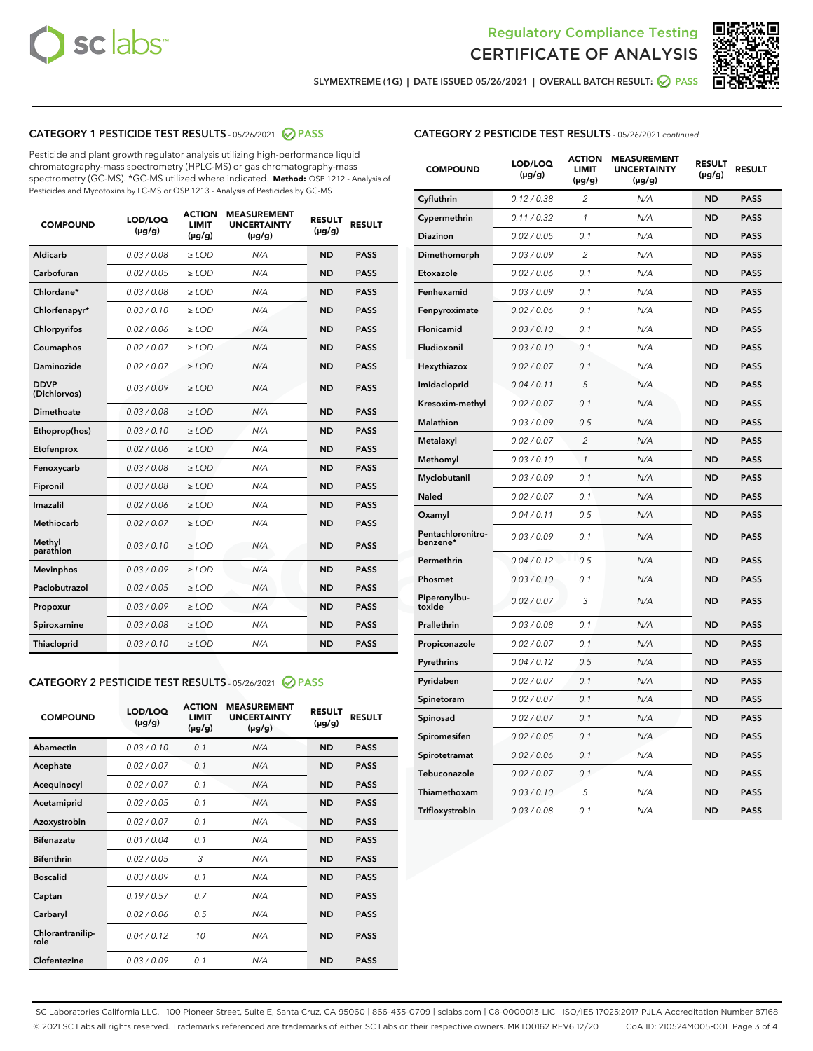Regulatory Compliance Testing
# CERTIFICATE OF ANALYSIS

SLYMEXTREME (1G) | DATE ISSUED 05/26/2021 | OVERALL BATCH RESULT: PASS

## CATEGORY 1 PESTICIDE TEST RESULTS - 05/26/2021 PASS

Pesticide and plant growth regulator analysis utilizing high-performance liquid chromatography-mass spectrometry (HPLC-MS) or gas chromatography-mass spectrometry (GC-MS). *GC-MS utilized where indicated. **Method:** QSP 1212 - Analysis of Pesticides and Mycotoxins by LC-MS or QSP 1213 - Analysis of Pesticides by GC-MS

| COMPOUND | LOD/LOQ (µg/g) | ACTION LIMIT (µg/g) | MEASUREMENT UNCERTAINTY (µg/g) | RESULT (µg/g) | RESULT |
|---|---|---|---|---|---|
| Aldicarb | 0.03 / 0.08 | ≥ LOD | N/A | ND | PASS |
| Carbofuran | 0.02 / 0.05 | ≥ LOD | N/A | ND | PASS |
| Chlordane* | 0.03 / 0.08 | ≥ LOD | N/A | ND | PASS |
| Chlorfenapyr* | 0.03 / 0.10 | ≥ LOD | N/A | ND | PASS |
| Chlorpyrifos | 0.02 / 0.06 | ≥ LOD | N/A | ND | PASS |
| Coumaphos | 0.02 / 0.07 | ≥ LOD | N/A | ND | PASS |
| Daminozide | 0.02 / 0.07 | ≥ LOD | N/A | ND | PASS |
| DDVP (Dichlorvos) | 0.03 / 0.09 | ≥ LOD | N/A | ND | PASS |
| Dimethoate | 0.03 / 0.08 | ≥ LOD | N/A | ND | PASS |
| Ethoprop(hos) | 0.03 / 0.10 | ≥ LOD | N/A | ND | PASS |
| Etofenprox | 0.02 / 0.06 | ≥ LOD | N/A | ND | PASS |
| Fenoxycarb | 0.03 / 0.08 | ≥ LOD | N/A | ND | PASS |
| Fipronil | 0.03 / 0.08 | ≥ LOD | N/A | ND | PASS |
| Imazalil | 0.02 / 0.06 | ≥ LOD | N/A | ND | PASS |
| Methiocarb | 0.02 / 0.07 | ≥ LOD | N/A | ND | PASS |
| Methyl parathion | 0.03 / 0.10 | ≥ LOD | N/A | ND | PASS |
| Mevinphos | 0.03 / 0.09 | ≥ LOD | N/A | ND | PASS |
| Paclobutrazol | 0.02 / 0.05 | ≥ LOD | N/A | ND | PASS |
| Propoxur | 0.03 / 0.09 | ≥ LOD | N/A | ND | PASS |
| Spiroxamine | 0.03 / 0.08 | ≥ LOD | N/A | ND | PASS |
| Thiacloprid | 0.03 / 0.10 | ≥ LOD | N/A | ND | PASS |

## CATEGORY 2 PESTICIDE TEST RESULTS - 05/26/2021 PASS

| COMPOUND | LOD/LOQ (µg/g) | ACTION LIMIT (µg/g) | MEASUREMENT UNCERTAINTY (µg/g) | RESULT (µg/g) | RESULT |
|---|---|---|---|---|---|
| Abamectin | 0.03 / 0.10 | 0.1 | N/A | ND | PASS |
| Acephate | 0.02 / 0.07 | 0.1 | N/A | ND | PASS |
| Acequinocyl | 0.02 / 0.07 | 0.1 | N/A | ND | PASS |
| Acetamiprid | 0.02 / 0.05 | 0.1 | N/A | ND | PASS |
| Azoxystrobin | 0.02 / 0.07 | 0.1 | N/A | ND | PASS |
| Bifenazate | 0.01 / 0.04 | 0.1 | N/A | ND | PASS |
| Bifenthrin | 0.02 / 0.05 | 3 | N/A | ND | PASS |
| Boscalid | 0.03 / 0.09 | 0.1 | N/A | ND | PASS |
| Captan | 0.19 / 0.57 | 0.7 | N/A | ND | PASS |
| Carbaryl | 0.02 / 0.06 | 0.5 | N/A | ND | PASS |
| Chlorantraniliprole | 0.04 / 0.12 | 10 | N/A | ND | PASS |
| Clofentezine | 0.03 / 0.09 | 0.1 | N/A | ND | PASS |
| Cyfluthrin | 0.12 / 0.38 | 2 | N/A | ND | PASS |
| Cypermethrin | 0.11 / 0.32 | 1 | N/A | ND | PASS |
| Diazinon | 0.02 / 0.05 | 0.1 | N/A | ND | PASS |
| Dimethomorph | 0.03 / 0.09 | 2 | N/A | ND | PASS |
| Etoxazole | 0.02 / 0.06 | 0.1 | N/A | ND | PASS |
| Fenhexamid | 0.03 / 0.09 | 0.1 | N/A | ND | PASS |
| Fenpyroximate | 0.02 / 0.06 | 0.1 | N/A | ND | PASS |
| Flonicamid | 0.03 / 0.10 | 0.1 | N/A | ND | PASS |
| Fludioxonil | 0.03 / 0.10 | 0.1 | N/A | ND | PASS |
| Hexythiazox | 0.02 / 0.07 | 0.1 | N/A | ND | PASS |
| Imidacloprid | 0.04 / 0.11 | 5 | N/A | ND | PASS |
| Kresoxim-methyl | 0.02 / 0.07 | 0.1 | N/A | ND | PASS |
| Malathion | 0.03 / 0.09 | 0.5 | N/A | ND | PASS |
| Metalaxyl | 0.02 / 0.07 | 2 | N/A | ND | PASS |
| Methomyl | 0.03 / 0.10 | 1 | N/A | ND | PASS |
| Myclobutanil | 0.03 / 0.09 | 0.1 | N/A | ND | PASS |
| Naled | 0.02 / 0.07 | 0.1 | N/A | ND | PASS |
| Oxamyl | 0.04 / 0.11 | 0.5 | N/A | ND | PASS |
| Pentachloronitrobenzene* | 0.03 / 0.09 | 0.1 | N/A | ND | PASS |
| Permethrin | 0.04 / 0.12 | 0.5 | N/A | ND | PASS |
| Phosmet | 0.03 / 0.10 | 0.1 | N/A | ND | PASS |
| Piperonylbutoxide | 0.02 / 0.07 | 3 | N/A | ND | PASS |
| Prallethrin | 0.03 / 0.08 | 0.1 | N/A | ND | PASS |
| Propiconazole | 0.02 / 0.07 | 0.1 | N/A | ND | PASS |
| Pyrethrins | 0.04 / 0.12 | 0.5 | N/A | ND | PASS |
| Pyridaben | 0.02 / 0.07 | 0.1 | N/A | ND | PASS |
| Spinetoram | 0.02 / 0.07 | 0.1 | N/A | ND | PASS |
| Spinosad | 0.02 / 0.07 | 0.1 | N/A | ND | PASS |
| Spiromesifen | 0.02 / 0.05 | 0.1 | N/A | ND | PASS |
| Spirotetramat | 0.02 / 0.06 | 0.1 | N/A | ND | PASS |
| Tebuconazole | 0.02 / 0.07 | 0.1 | N/A | ND | PASS |
| Thiamethoxam | 0.03 / 0.10 | 5 | N/A | ND | PASS |
| Trifloxystrobin | 0.03 / 0.08 | 0.1 | N/A | ND | PASS |

SC Laboratories California LLC. | 100 Pioneer Street, Suite E, Santa Cruz, CA 95060 | 866-435-0709 | sclabs.com | C8-0000013-LIC | ISO/IES 17025:2017 PJLA Accreditation Number 87168
© 2021 SC Labs all rights reserved. Trademarks referenced are trademarks of either SC Labs or their respective owners. MKT00162 REV6 12/20 CoA ID: 210524M005-001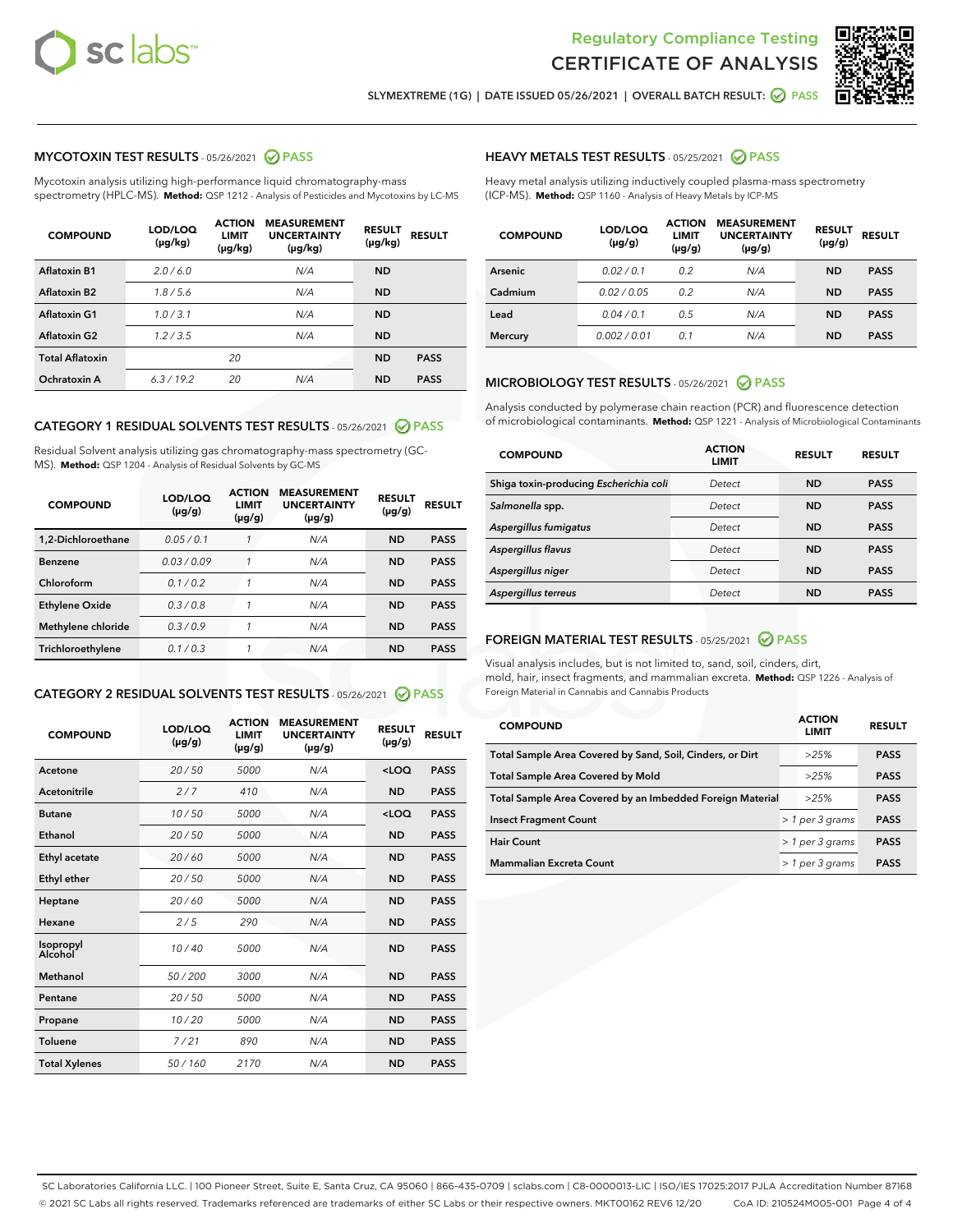Regulatory Compliance Testing

# CERTIFICATE OF ANALYSIS

SLYMEXTREME (1G) | DATE ISSUED 05/26/2021 | OVERALL BATCH RESULT: PASS

## MYCOTOXIN TEST RESULTS - 05/26/2021 PASS

Mycotoxin analysis utilizing high-performance liquid chromatography-mass spectrometry (HPLC-MS). **Method:** QSP 1212 - Analysis of Pesticides and Mycotoxins by LC-MS

| COMPOUND | LOD/LOQ (µg/kg) | ACTION LIMIT (µg/kg) | MEASUREMENT UNCERTAINTY (µg/kg) | RESULT (µg/kg) | RESULT |
|---|---|---|---|---|---|
| Aflatoxin B1 | 2.0 / 6.0 | | N/A | ND | |
| Aflatoxin B2 | 1.8 / 5.6 | | N/A | ND | |
| Aflatoxin G1 | 1.0 / 3.1 | | N/A | ND | |
| Aflatoxin G2 | 1.2 / 3.5 | | N/A | ND | |
| Total Aflatoxin | | 20 | | ND | PASS |
| Ochratoxin A | 6.3 / 19.2 | 20 | N/A | ND | PASS |

## CATEGORY 1 RESIDUAL SOLVENTS TEST RESULTS - 05/26/2021 PASS

Residual Solvent analysis utilizing gas chromatography-mass spectrometry (GC-MS). **Method:** QSP 1204 - Analysis of Residual Solvents by GC-MS

| COMPOUND | LOD/LOQ (µg/g) | ACTION LIMIT (µg/g) | MEASUREMENT UNCERTAINTY (µg/g) | RESULT (µg/g) | RESULT |
|---|---|---|---|---|---|
| 1,2-Dichloroethane | 0.05 / 0.1 | 1 | N/A | ND | PASS |
| Benzene | 0.03 / 0.09 | 1 | N/A | ND | PASS |
| Chloroform | 0.1 / 0.2 | 1 | N/A | ND | PASS |
| Ethylene Oxide | 0.3 / 0.8 | 1 | N/A | ND | PASS |
| Methylene chloride | 0.3 / 0.9 | 1 | N/A | ND | PASS |
| Trichloroethylene | 0.1 / 0.3 | 1 | N/A | ND | PASS |

## CATEGORY 2 RESIDUAL SOLVENTS TEST RESULTS - 05/26/2021 PASS

| COMPOUND | LOD/LOQ (µg/g) | ACTION LIMIT (µg/g) | MEASUREMENT UNCERTAINTY (µg/g) | RESULT (µg/g) | RESULT |
|---|---|---|---|---|---|
| Acetone | 20 / 50 | 5000 | N/A | <LOQ | PASS |
| Acetonitrile | 2 / 7 | 410 | N/A | ND | PASS |
| Butane | 10 / 50 | 5000 | N/A | <LOQ | PASS |
| Ethanol | 20 / 50 | 5000 | N/A | ND | PASS |
| Ethyl acetate | 20 / 60 | 5000 | N/A | ND | PASS |
| Ethyl ether | 20 / 50 | 5000 | N/A | ND | PASS |
| Heptane | 20 / 60 | 5000 | N/A | ND | PASS |
| Hexane | 2 / 5 | 290 | N/A | ND | PASS |
| Isopropyl Alcohol | 10 / 40 | 5000 | N/A | ND | PASS |
| Methanol | 50 / 200 | 3000 | N/A | ND | PASS |
| Pentane | 20 / 50 | 5000 | N/A | ND | PASS |
| Propane | 10 / 20 | 5000 | N/A | ND | PASS |
| Toluene | 7 / 21 | 890 | N/A | ND | PASS |
| Total Xylenes | 50 / 160 | 2170 | N/A | ND | PASS |

## HEAVY METALS TEST RESULTS - 05/25/2021 PASS

Heavy metal analysis utilizing inductively coupled plasma-mass spectrometry (ICP-MS). **Method:** QSP 1160 - Analysis of Heavy Metals by ICP-MS

| COMPOUND | LOD/LOQ (µg/g) | ACTION LIMIT (µg/g) | MEASUREMENT UNCERTAINTY (µg/g) | RESULT (µg/g) | RESULT |
|---|---|---|---|---|---|
| Arsenic | 0.02 / 0.1 | 0.2 | N/A | ND | PASS |
| Cadmium | 0.02 / 0.05 | 0.2 | N/A | ND | PASS |
| Lead | 0.04 / 0.1 | 0.5 | N/A | ND | PASS |
| Mercury | 0.002 / 0.01 | 0.1 | N/A | ND | PASS |

## MICROBIOLOGY TEST RESULTS - 05/26/2021 PASS

Analysis conducted by polymerase chain reaction (PCR) and fluorescence detection of microbiological contaminants. **Method:** QSP 1221 - Analysis of Microbiological Contaminants

| COMPOUND | ACTION LIMIT | RESULT | RESULT |
|---|---|---|---|
| Shiga toxin-producing *Escherichia coli* | Detect | ND | PASS |
| *Salmonella* spp. | Detect | ND | PASS |
| *Aspergillus fumigatus* | Detect | ND | PASS |
| *Aspergillus flavus* | Detect | ND | PASS |
| *Aspergillus niger* | Detect | ND | PASS |
| *Aspergillus terreus* | Detect | ND | PASS |

## FOREIGN MATERIAL TEST RESULTS - 05/25/2021 PASS

Visual analysis includes, but is not limited to, sand, soil, cinders, dirt, mold, hair, insect fragments, and mammalian excreta. **Method:** QSP 1226 - Analysis of Foreign Material in Cannabis and Cannabis Products

| COMPOUND | ACTION LIMIT | RESULT |
|---|---|---|
| Total Sample Area Covered by Sand, Soil, Cinders, or Dirt | >25% | PASS |
| Total Sample Area Covered by Mold | >25% | PASS |
| Total Sample Area Covered by an Imbedded Foreign Material | >25% | PASS |
| Insect Fragment Count | > 1 per 3 grams | PASS |
| Hair Count | > 1 per 3 grams | PASS |
| Mammalian Excreta Count | > 1 per 3 grams | PASS |

SC Laboratories California LLC. | 100 Pioneer Street, Suite E, Santa Cruz, CA 95060 | 866-435-0709 | sclabs.com | C8-0000013-LIC | ISO/IES 17025:2017 PJLA Accreditation Number 87168
© 2021 SC Labs all rights reserved. Trademarks referenced are trademarks of either SC Labs or their respective owners. MKT00162 REV6 12/20 CoA ID: 210524M005-001